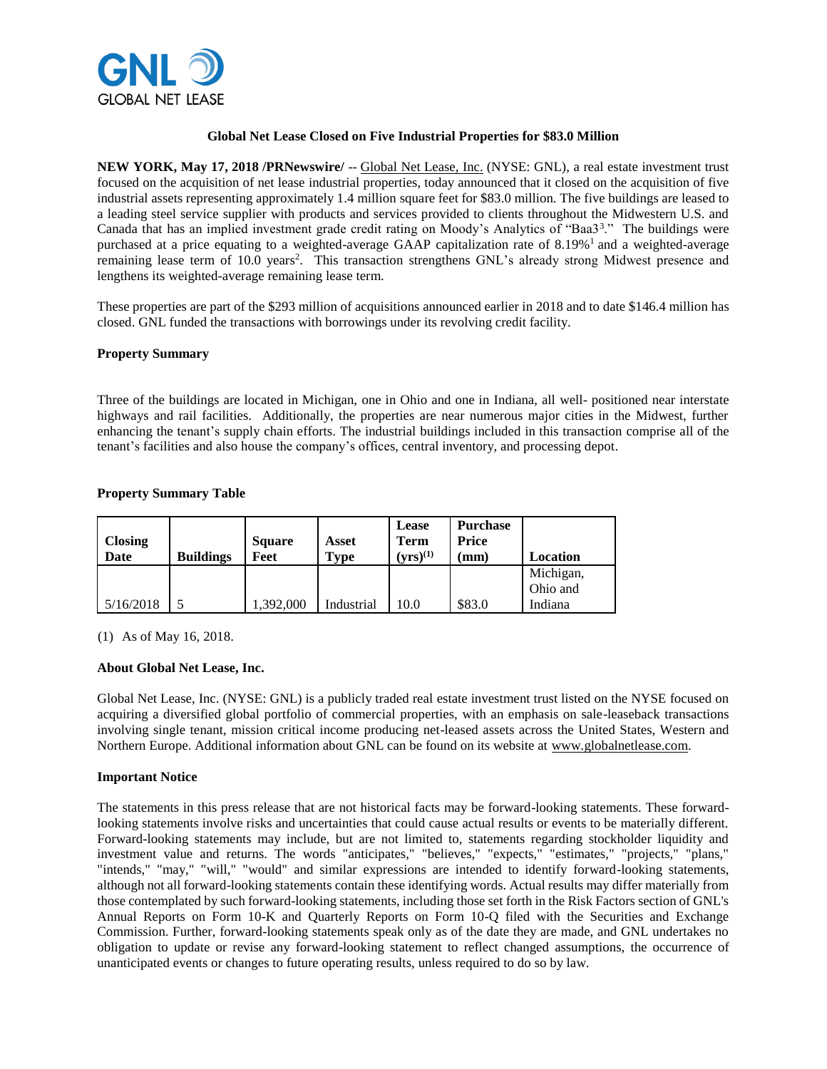# Global Net Lease Closed on Five Industrial Properties for $83.0 Million

**NEW YORK, May 17, 2018 /PRNewswire/** -- Global Net Lease, Inc. (NYSE: GNL), a real estate investment trust focused on the acquisition of net lease industrial properties, today announced that it closed on the acquisition of five industrial assets representing approximately 1.4 million square feet for $83.0 million. The five buildings are leased to a leading steel service supplier with products and services provided to clients throughout the Midwestern U.S. and Canada that has an implied investment grade credit rating on Moody's Analytics of "Baa3[3]." The buildings were purchased at a price equating to a weighted-average GAAP capitalization rate of 8.19%[1] and a weighted-average remaining lease term of 10.0 years[2]. This transaction strengthens GNL's already strong Midwest presence and lengthens its weighted-average remaining lease term.

These properties are part of the $293 million of acquisitions announced earlier in 2018 and to date $146.4 million has closed. GNL funded the transactions with borrowings under its revolving credit facility.

**Property Summary**

Three of the buildings are located in Michigan, one in Ohio and one in Indiana, all well- positioned near interstate highways and rail facilities. Additionally, the properties are near numerous major cities in the Midwest, further enhancing the tenant's supply chain efforts. The industrial buildings included in this transaction comprise all of the tenant's facilities and also house the company's offices, central inventory, and processing depot.

**Property Summary Table**

| Closing Date | Buildings | Square Feet | Asset Type | Lease Term (yrs)[(1)] | Purchase Price (mm) | Location |
|---|---|---|---|---|---|---|
| 5/16/2018 | 5 | 1,392,000 | Industrial | 10.0 | $83.0 | Michigan, Ohio and Indiana |

(1) As of May 16, 2018.

**About Global Net Lease, Inc.**

Global Net Lease, Inc. (NYSE: GNL) is a publicly traded real estate investment trust listed on the NYSE focused on acquiring a diversified global portfolio of commercial properties, with an emphasis on sale-leaseback transactions involving single tenant, mission critical income producing net-leased assets across the United States, Western and Northern Europe. Additional information about GNL can be found on its website at www.globalnetlease.com.

**Important Notice**

The statements in this press release that are not historical facts may be forward-looking statements. These forward-looking statements involve risks and uncertainties that could cause actual results or events to be materially different. Forward-looking statements may include, but are not limited to, statements regarding stockholder liquidity and investment value and returns. The words "anticipates," "believes," "expects," "estimates," "projects," "plans," "intends," "may," "will," "would" and similar expressions are intended to identify forward-looking statements, although not all forward-looking statements contain these identifying words. Actual results may differ materially from those contemplated by such forward-looking statements, including those set forth in the Risk Factors section of GNL's Annual Reports on Form 10-K and Quarterly Reports on Form 10-Q filed with the Securities and Exchange Commission. Further, forward-looking statements speak only as of the date they are made, and GNL undertakes no obligation to update or revise any forward-looking statement to reflect changed assumptions, the occurrence of unanticipated events or changes to future operating results, unless required to do so by law.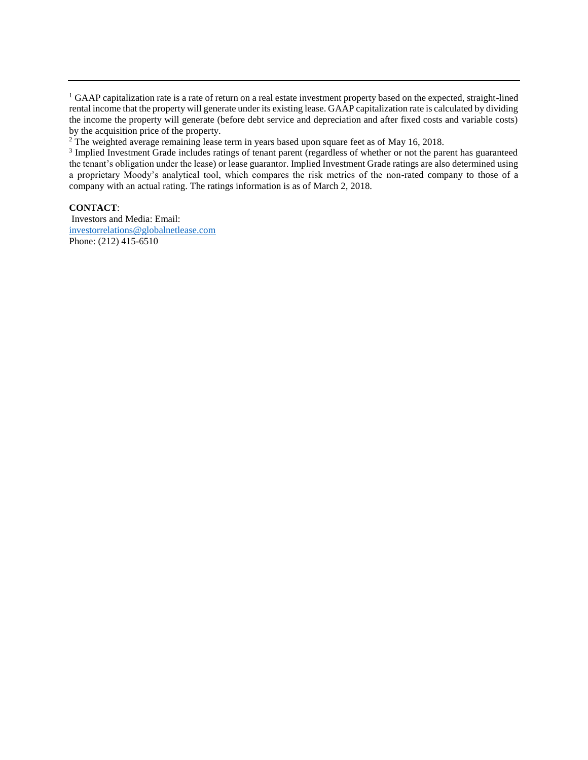---

[1] GAAP capitalization rate is a rate of return on a real estate investment property based on the expected, straight-lined rental income that the property will generate under its existing lease. GAAP capitalization rate is calculated by dividing the income the property will generate (before debt service and depreciation and after fixed costs and variable costs) by the acquisition price of the property.

[2] The weighted average remaining lease term in years based upon square feet as of May 16, 2018.

[3] Implied Investment Grade includes ratings of tenant parent (regardless of whether or not the parent has guaranteed the tenant's obligation under the lease) or lease guarantor. Implied Investment Grade ratings are also determined using a proprietary Moody's analytical tool, which compares the risk metrics of the non-rated company to those of a company with an actual rating. The ratings information is as of March 2, 2018.

**CONTACT**:

Investors and Media: Email:
investorrelations@globalnetlease.com
Phone: (212) 415-6510